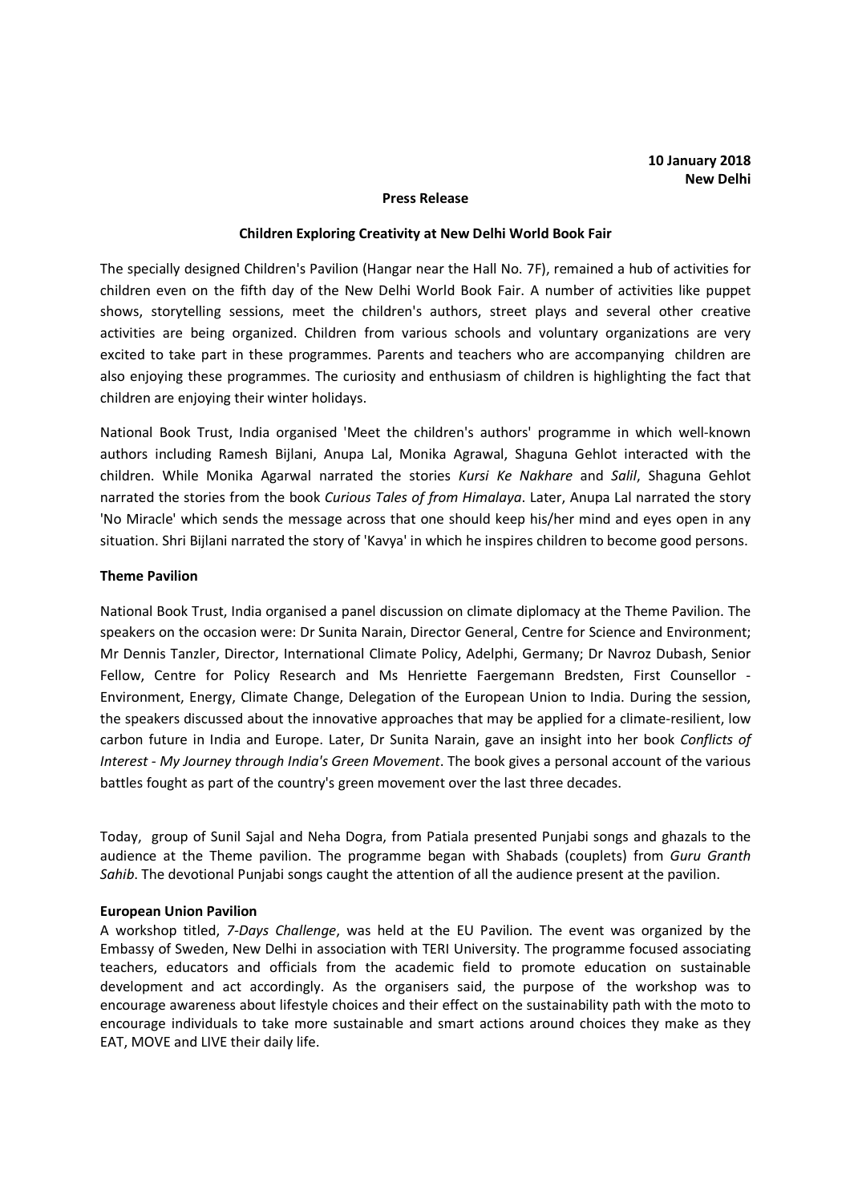**10 January 2018**
**New Delhi**

**Press Release**

**Children Exploring Creativity at New Delhi World Book Fair**

The specially designed Children's Pavilion (Hangar near the Hall No. 7F), remained a hub of activities for children even on the fifth day of the New Delhi World Book Fair. A number of activities like puppet shows, storytelling sessions, meet the children's authors, street plays and several other creative activities are being organized. Children from various schools and voluntary organizations are very excited to take part in these programmes. Parents and teachers who are accompanying children are also enjoying these programmes. The curiosity and enthusiasm of children is highlighting the fact that children are enjoying their winter holidays.

National Book Trust, India organised 'Meet the children's authors' programme in which well-known authors including Ramesh Bijlani, Anupa Lal, Monika Agrawal, Shaguna Gehlot interacted with the children. While Monika Agarwal narrated the stories *Kursi Ke Nakhare* and *Salil*, Shaguna Gehlot narrated the stories from the book *Curious Tales of from Himalaya*. Later, Anupa Lal narrated the story 'No Miracle' which sends the message across that one should keep his/her mind and eyes open in any situation. Shri Bijlani narrated the story of 'Kavya' in which he inspires children to become good persons.

**Theme Pavilion**

National Book Trust, India organised a panel discussion on climate diplomacy at the Theme Pavilion. The speakers on the occasion were: Dr Sunita Narain, Director General, Centre for Science and Environment; Mr Dennis Tanzler, Director, International Climate Policy, Adelphi, Germany; Dr Navroz Dubash, Senior Fellow, Centre for Policy Research and Ms Henriette Faergemann Bredsten, First Counsellor - Environment, Energy, Climate Change, Delegation of the European Union to India. During the session, the speakers discussed about the innovative approaches that may be applied for a climate-resilient, low carbon future in India and Europe. Later, Dr Sunita Narain, gave an insight into her book *Conflicts of Interest - My Journey through India's Green Movement*. The book gives a personal account of the various battles fought as part of the country's green movement over the last three decades.

Today, group of Sunil Sajal and Neha Dogra, from Patiala presented Punjabi songs and ghazals to the audience at the Theme pavilion. The programme began with Shabads (couplets) from *Guru Granth Sahib*. The devotional Punjabi songs caught the attention of all the audience present at the pavilion.

**European Union Pavilion**

A workshop titled, *7-Days Challenge*, was held at the EU Pavilion. The event was organized by the Embassy of Sweden, New Delhi in association with TERI University. The programme focused associating teachers, educators and officials from the academic field to promote education on sustainable development and act accordingly. As the organisers said, the purpose of the workshop was to encourage awareness about lifestyle choices and their effect on the sustainability path with the moto to encourage individuals to take more sustainable and smart actions around choices they make as they EAT, MOVE and LIVE their daily life.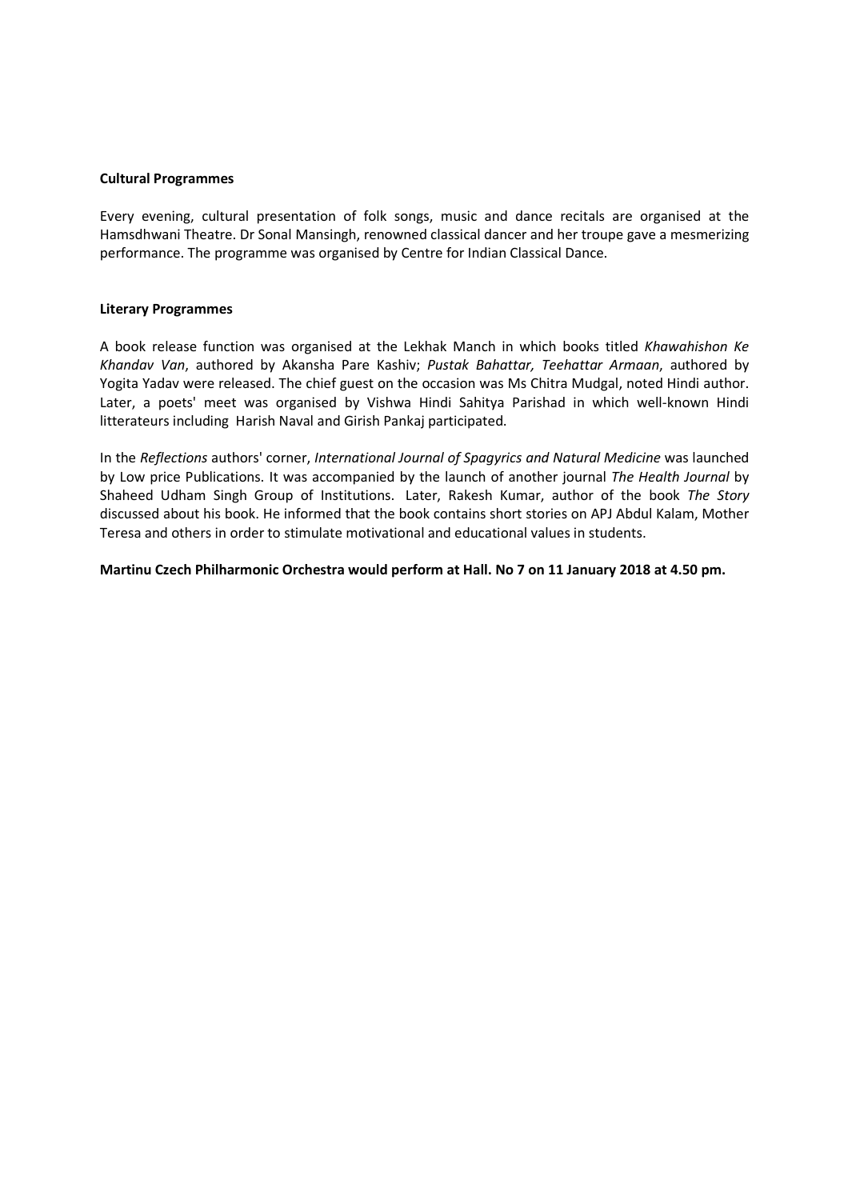**Cultural Programmes**

Every evening, cultural presentation of folk songs, music and dance recitals are organised at the Hamsdhwani Theatre. Dr Sonal Mansingh, renowned classical dancer and her troupe gave a mesmerizing performance. The programme was organised by Centre for Indian Classical Dance.

**Literary Programmes**

A book release function was organised at the Lekhak Manch in which books titled *Khawahishon Ke Khandav Van*, authored by Akansha Pare Kashiv; *Pustak Bahattar, Teehattar Armaan*, authored by Yogita Yadav were released. The chief guest on the occasion was Ms Chitra Mudgal, noted Hindi author. Later, a poets' meet was organised by Vishwa Hindi Sahitya Parishad in which well-known Hindi litterateurs including Harish Naval and Girish Pankaj participated.

In the *Reflections* authors' corner, *International Journal of Spagyrics and Natural Medicine* was launched by Low price Publications. It was accompanied by the launch of another journal *The Health Journal* by Shaheed Udham Singh Group of Institutions. Later, Rakesh Kumar, author of the book *The Story* discussed about his book. He informed that the book contains short stories on APJ Abdul Kalam, Mother Teresa and others in order to stimulate motivational and educational values in students.

**Martinu Czech Philharmonic Orchestra would perform at Hall. No 7 on 11 January 2018 at 4.50 pm.**